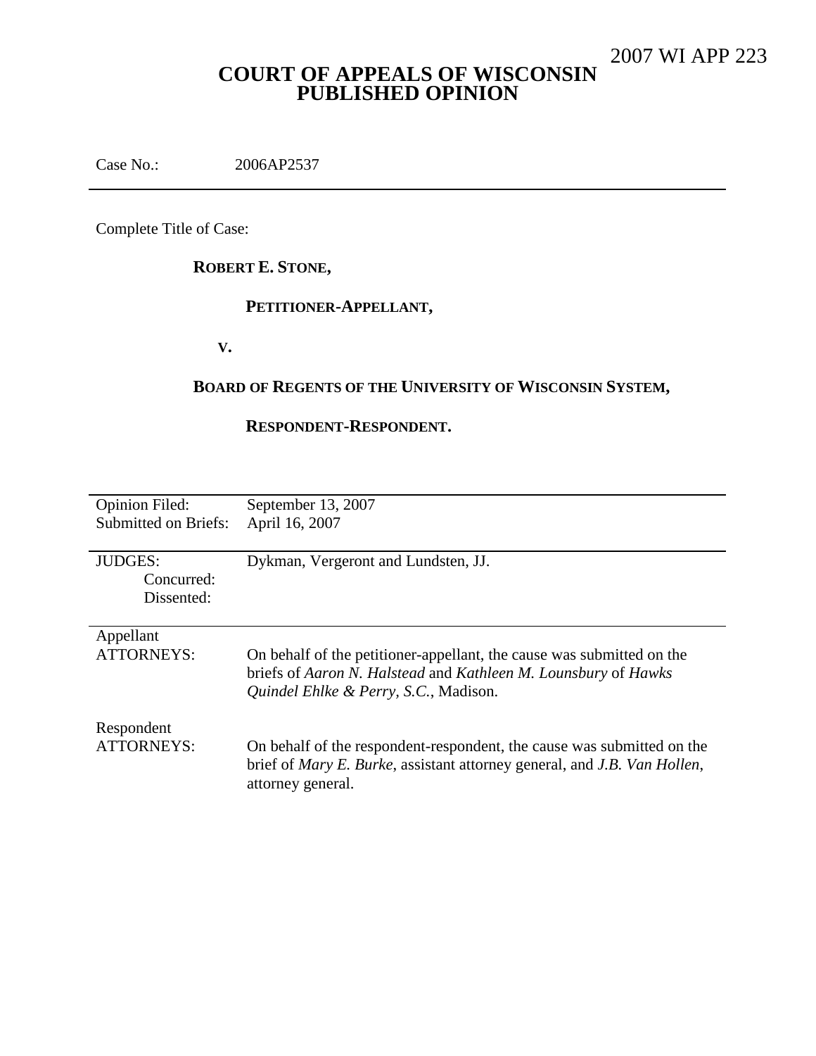2007 WI APP 223

# COURT OF APPEALS OF WISCONSIN
# PUBLISHED OPINION

Case No.: 2006AP2537

---

Complete Title of Case:

**ROBERT E. STONE,**

**PETITIONER-APPELLANT,**

**V.**

**BOARD OF REGENTS OF THE UNIVERSITY OF WISCONSIN SYSTEM,**

**RESPONDENT-RESPONDENT.**

---

| | |
|---|---|
| Opinion Filed: | September 13, 2007 |
| Submitted on Briefs: | April 16, 2007 |
| JUDGES: | Dykman, Vergeront and Lundsten, JJ. |
| Concurred: | |
| Dissented: | |
| Appellant ATTORNEYS: | On behalf of the petitioner-appellant, the cause was submitted on the briefs of *Aaron N. Halstead* and *Kathleen M. Lounsbury* of *Hawks Quindel Ehlke & Perry, S.C.*, Madison. |
| Respondent ATTORNEYS: | On behalf of the respondent-respondent, the cause was submitted on the brief of *Mary E. Burke*, assistant attorney general, and *J.B. Van Hollen*, attorney general. |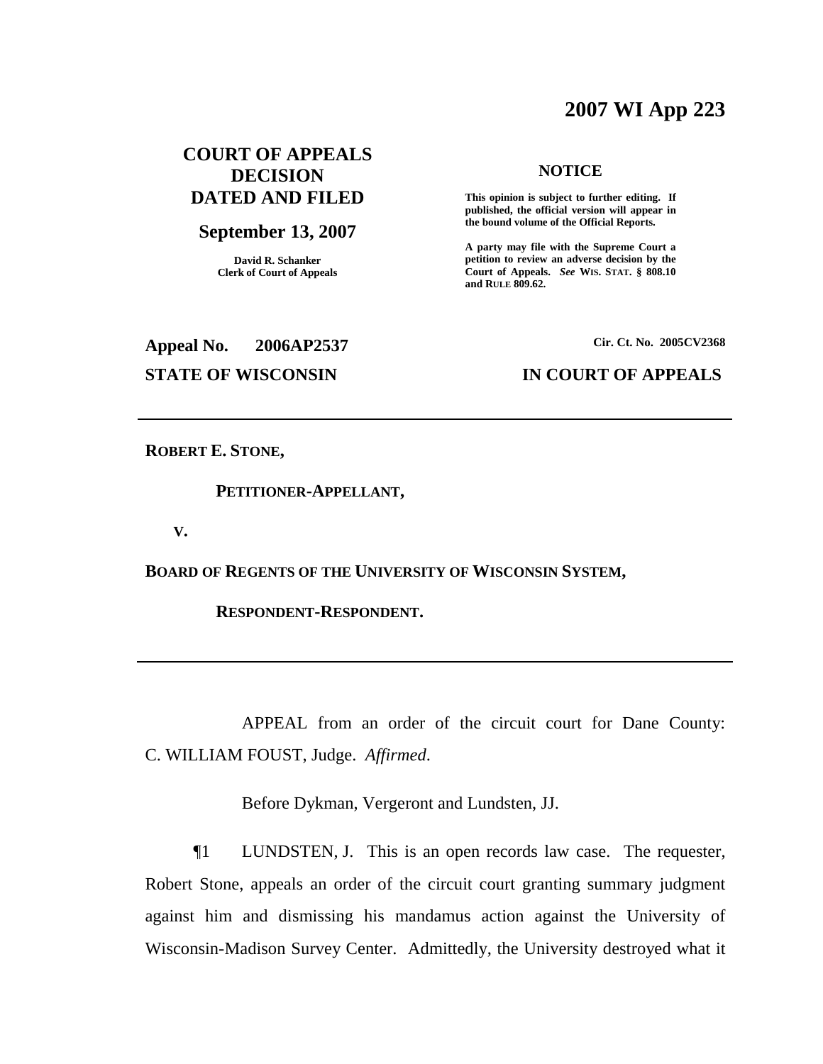# 2007 WI App 223

**COURT OF APPEALS DECISION DATED AND FILED**

**September 13, 2007**

**David R. Schanker**
**Clerk of Court of Appeals**

**NOTICE**

**This opinion is subject to further editing. If published, the official version will appear in the bound volume of the Official Reports.**

**A party may file with the Supreme Court a petition to review an adverse decision by the Court of Appeals.** ***See*** **WIS. STAT. § 808.10 and RULE 809.62.**

**Appeal No. 2006AP2537** **Cir. Ct. No. 2005CV2368**

**STATE OF WISCONSIN** **IN COURT OF APPEALS**

---

**ROBERT E. STONE,**

**PETITIONER-APPELLANT,**

**V.**

**BOARD OF REGENTS OF THE UNIVERSITY OF WISCONSIN SYSTEM,**

**RESPONDENT-RESPONDENT.**

---

APPEAL from an order of the circuit court for Dane County: C. WILLIAM FOUST, Judge. *Affirmed*.

Before Dykman, Vergeront and Lundsten, JJ.

¶1 LUNDSTEN, J. This is an open records law case. The requester, Robert Stone, appeals an order of the circuit court granting summary judgment against him and dismissing his mandamus action against the University of Wisconsin-Madison Survey Center. Admittedly, the University destroyed what it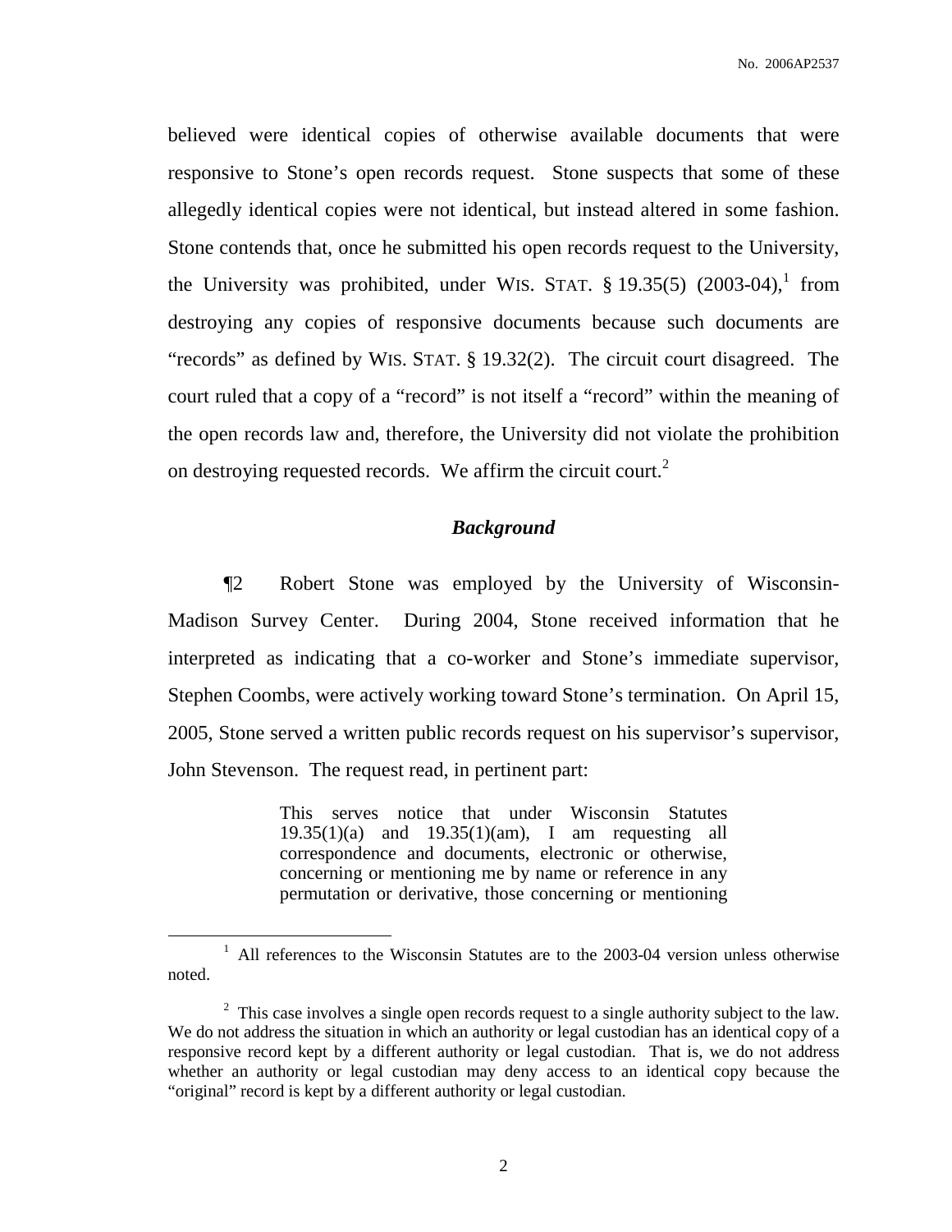believed were identical copies of otherwise available documents that were responsive to Stone's open records request. Stone suspects that some of these allegedly identical copies were not identical, but instead altered in some fashion. Stone contends that, once he submitted his open records request to the University, the University was prohibited, under WIS. STAT. § 19.35(5) (2003-04),[1] from destroying any copies of responsive documents because such documents are "records" as defined by WIS. STAT. § 19.32(2). The circuit court disagreed. The court ruled that a copy of a "record" is not itself a "record" within the meaning of the open records law and, therefore, the University did not violate the prohibition on destroying requested records. We affirm the circuit court.[2]

### *Background*

¶2 Robert Stone was employed by the University of Wisconsin-Madison Survey Center. During 2004, Stone received information that he interpreted as indicating that a co-worker and Stone's immediate supervisor, Stephen Coombs, were actively working toward Stone's termination. On April 15, 2005, Stone served a written public records request on his supervisor's supervisor, John Stevenson. The request read, in pertinent part:

> This serves notice that under Wisconsin Statutes 19.35(1)(a) and 19.35(1)(am), I am requesting all correspondence and documents, electronic or otherwise, concerning or mentioning me by name or reference in any permutation or derivative, those concerning or mentioning

---

[1] All references to the Wisconsin Statutes are to the 2003-04 version unless otherwise noted.

[2] This case involves a single open records request to a single authority subject to the law. We do not address the situation in which an authority or legal custodian has an identical copy of a responsive record kept by a different authority or legal custodian. That is, we do not address whether an authority or legal custodian may deny access to an identical copy because the "original" record is kept by a different authority or legal custodian.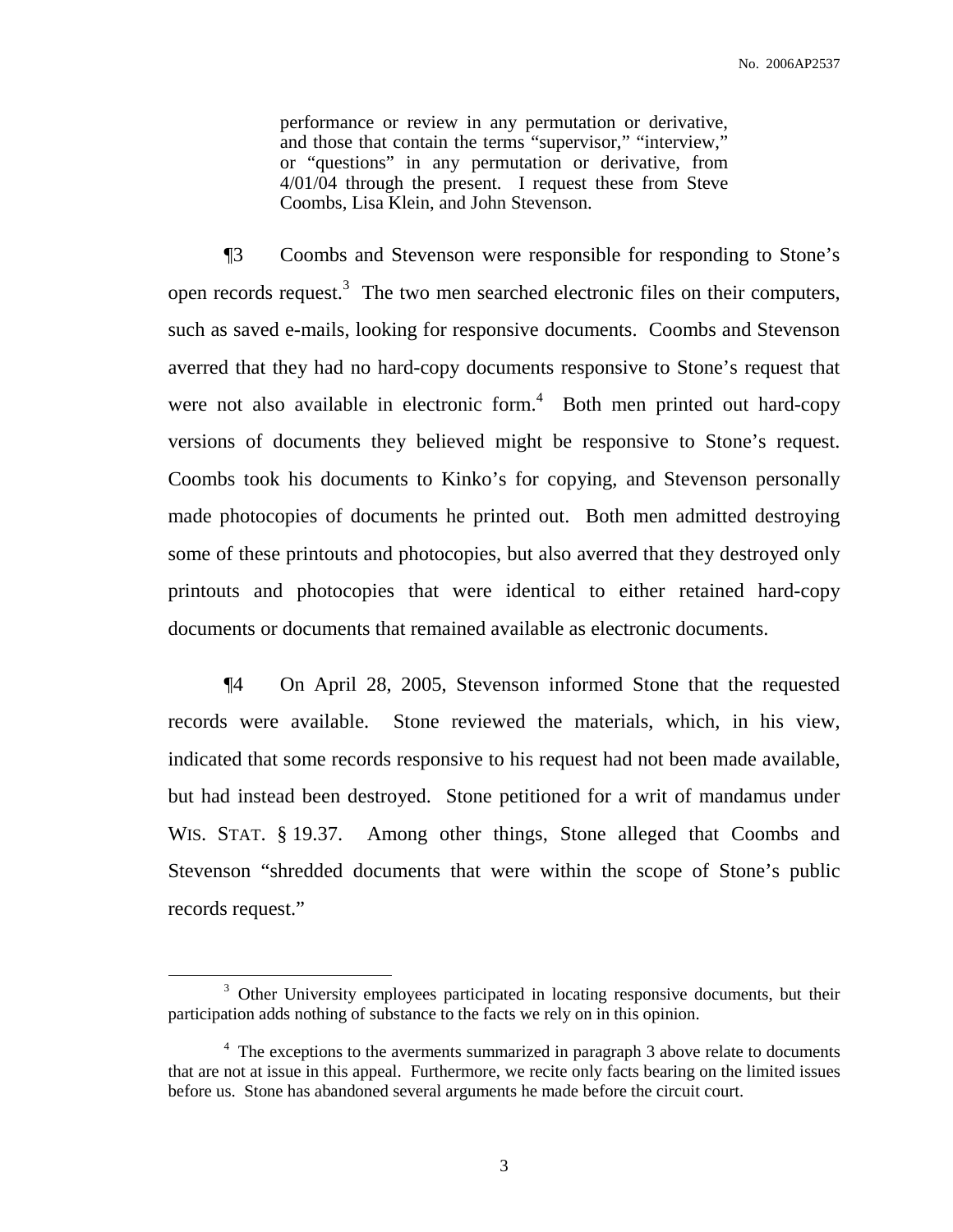> performance or review in any permutation or derivative, and those that contain the terms "supervisor," "interview," or "questions" in any permutation or derivative, from 4/01/04 through the present. I request these from Steve Coombs, Lisa Klein, and John Stevenson.

¶3 Coombs and Stevenson were responsible for responding to Stone's open records request.[3] The two men searched electronic files on their computers, such as saved e-mails, looking for responsive documents. Coombs and Stevenson averred that they had no hard-copy documents responsive to Stone's request that were not also available in electronic form.[4] Both men printed out hard-copy versions of documents they believed might be responsive to Stone's request. Coombs took his documents to Kinko's for copying, and Stevenson personally made photocopies of documents he printed out. Both men admitted destroying some of these printouts and photocopies, but also averred that they destroyed only printouts and photocopies that were identical to either retained hard-copy documents or documents that remained available as electronic documents.

¶4 On April 28, 2005, Stevenson informed Stone that the requested records were available. Stone reviewed the materials, which, in his view, indicated that some records responsive to his request had not been made available, but had instead been destroyed. Stone petitioned for a writ of mandamus under WIS. STAT. § 19.37. Among other things, Stone alleged that Coombs and Stevenson "shredded documents that were within the scope of Stone's public records request."

---

[3] Other University employees participated in locating responsive documents, but their participation adds nothing of substance to the facts we rely on in this opinion.

[4] The exceptions to the averments summarized in paragraph 3 above relate to documents that are not at issue in this appeal. Furthermore, we recite only facts bearing on the limited issues before us. Stone has abandoned several arguments he made before the circuit court.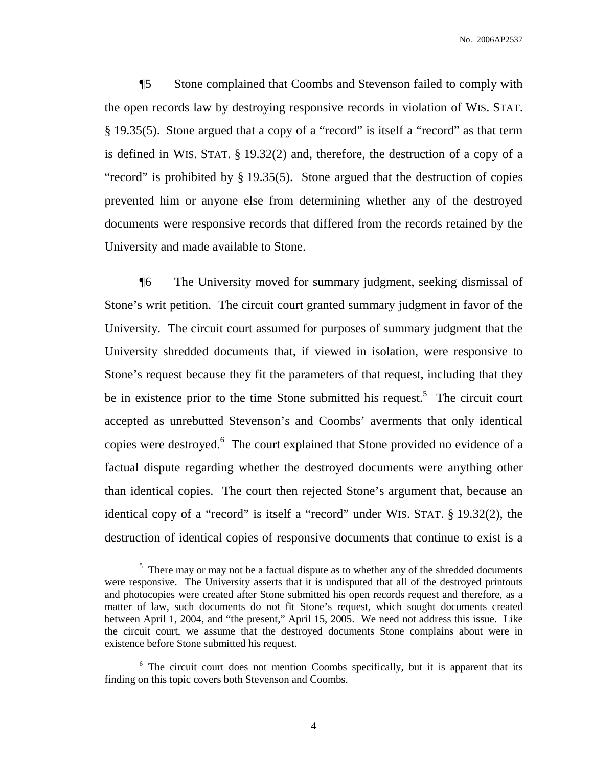¶5 Stone complained that Coombs and Stevenson failed to comply with the open records law by destroying responsive records in violation of WIS. STAT. § 19.35(5). Stone argued that a copy of a "record" is itself a "record" as that term is defined in WIS. STAT. § 19.32(2) and, therefore, the destruction of a copy of a "record" is prohibited by § 19.35(5). Stone argued that the destruction of copies prevented him or anyone else from determining whether any of the destroyed documents were responsive records that differed from the records retained by the University and made available to Stone.

¶6 The University moved for summary judgment, seeking dismissal of Stone's writ petition. The circuit court granted summary judgment in favor of the University. The circuit court assumed for purposes of summary judgment that the University shredded documents that, if viewed in isolation, were responsive to Stone's request because they fit the parameters of that request, including that they be in existence prior to the time Stone submitted his request.[5] The circuit court accepted as unrebutted Stevenson's and Coombs' averments that only identical copies were destroyed.[6] The court explained that Stone provided no evidence of a factual dispute regarding whether the destroyed documents were anything other than identical copies. The court then rejected Stone's argument that, because an identical copy of a "record" is itself a "record" under WIS. STAT. § 19.32(2), the destruction of identical copies of responsive documents that continue to exist is a

---

[5] There may or may not be a factual dispute as to whether any of the shredded documents were responsive. The University asserts that it is undisputed that all of the destroyed printouts and photocopies were created after Stone submitted his open records request and therefore, as a matter of law, such documents do not fit Stone's request, which sought documents created between April 1, 2004, and "the present," April 15, 2005. We need not address this issue. Like the circuit court, we assume that the destroyed documents Stone complains about were in existence before Stone submitted his request.

[6] The circuit court does not mention Coombs specifically, but it is apparent that its finding on this topic covers both Stevenson and Coombs.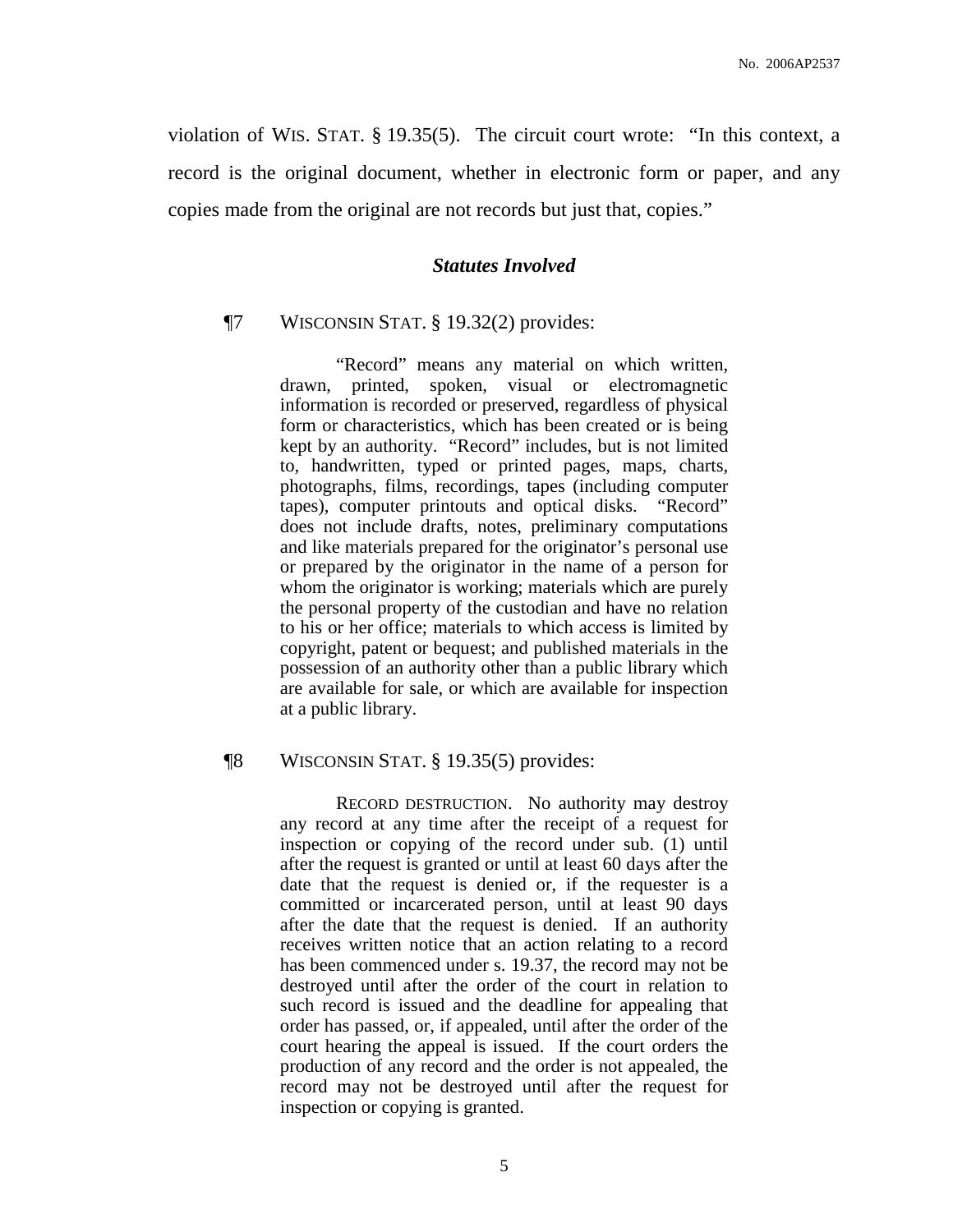violation of WIS. STAT. § 19.35(5). The circuit court wrote: "In this context, a record is the original document, whether in electronic form or paper, and any copies made from the original are not records but just that, copies."

### *Statutes Involved*

¶7 WISCONSIN STAT. § 19.32(2) provides:

> "Record" means any material on which written, drawn, printed, spoken, visual or electromagnetic information is recorded or preserved, regardless of physical form or characteristics, which has been created or is being kept by an authority. "Record" includes, but is not limited to, handwritten, typed or printed pages, maps, charts, photographs, films, recordings, tapes (including computer tapes), computer printouts and optical disks. "Record" does not include drafts, notes, preliminary computations and like materials prepared for the originator's personal use or prepared by the originator in the name of a person for whom the originator is working; materials which are purely the personal property of the custodian and have no relation to his or her office; materials to which access is limited by copyright, patent or bequest; and published materials in the possession of an authority other than a public library which are available for sale, or which are available for inspection at a public library.

¶8 WISCONSIN STAT. § 19.35(5) provides:

> RECORD DESTRUCTION. No authority may destroy any record at any time after the receipt of a request for inspection or copying of the record under sub. (1) until after the request is granted or until at least 60 days after the date that the request is denied or, if the requester is a committed or incarcerated person, until at least 90 days after the date that the request is denied. If an authority receives written notice that an action relating to a record has been commenced under s. 19.37, the record may not be destroyed until after the order of the court in relation to such record is issued and the deadline for appealing that order has passed, or, if appealed, until after the order of the court hearing the appeal is issued. If the court orders the production of any record and the order is not appealed, the record may not be destroyed until after the request for inspection or copying is granted.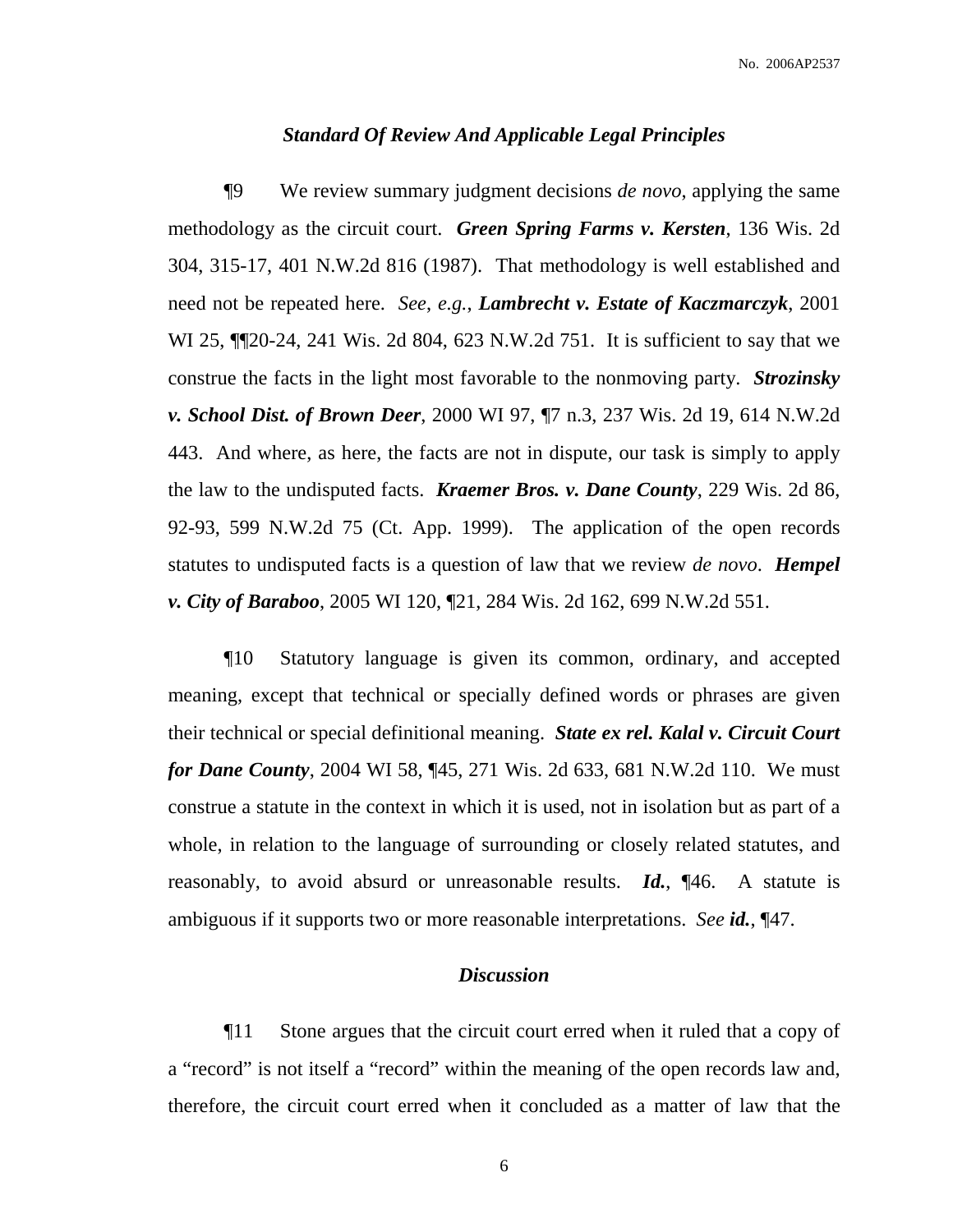### *Standard Of Review And Applicable Legal Principles*

¶9 We review summary judgment decisions *de novo*, applying the same methodology as the circuit court. ***Green Spring Farms v. Kersten***, 136 Wis. 2d 304, 315-17, 401 N.W.2d 816 (1987). That methodology is well established and need not be repeated here. *See, e.g.*, ***Lambrecht v. Estate of Kaczmarczyk***, 2001 WI 25, ¶¶20-24, 241 Wis. 2d 804, 623 N.W.2d 751. It is sufficient to say that we construe the facts in the light most favorable to the nonmoving party. ***Strozinsky v. School Dist. of Brown Deer***, 2000 WI 97, ¶7 n.3, 237 Wis. 2d 19, 614 N.W.2d 443. And where, as here, the facts are not in dispute, our task is simply to apply the law to the undisputed facts. ***Kraemer Bros. v. Dane County***, 229 Wis. 2d 86, 92-93, 599 N.W.2d 75 (Ct. App. 1999). The application of the open records statutes to undisputed facts is a question of law that we review *de novo*. ***Hempel v. City of Baraboo***, 2005 WI 120, ¶21, 284 Wis. 2d 162, 699 N.W.2d 551.

¶10 Statutory language is given its common, ordinary, and accepted meaning, except that technical or specially defined words or phrases are given their technical or special definitional meaning. ***State ex rel. Kalal v. Circuit Court for Dane County***, 2004 WI 58, ¶45, 271 Wis. 2d 633, 681 N.W.2d 110. We must construe a statute in the context in which it is used, not in isolation but as part of a whole, in relation to the language of surrounding or closely related statutes, and reasonably, to avoid absurd or unreasonable results. ***Id.***, ¶46. A statute is ambiguous if it supports two or more reasonable interpretations. *See* ***id.***, ¶47.

### *Discussion*

¶11 Stone argues that the circuit court erred when it ruled that a copy of a "record" is not itself a "record" within the meaning of the open records law and, therefore, the circuit court erred when it concluded as a matter of law that the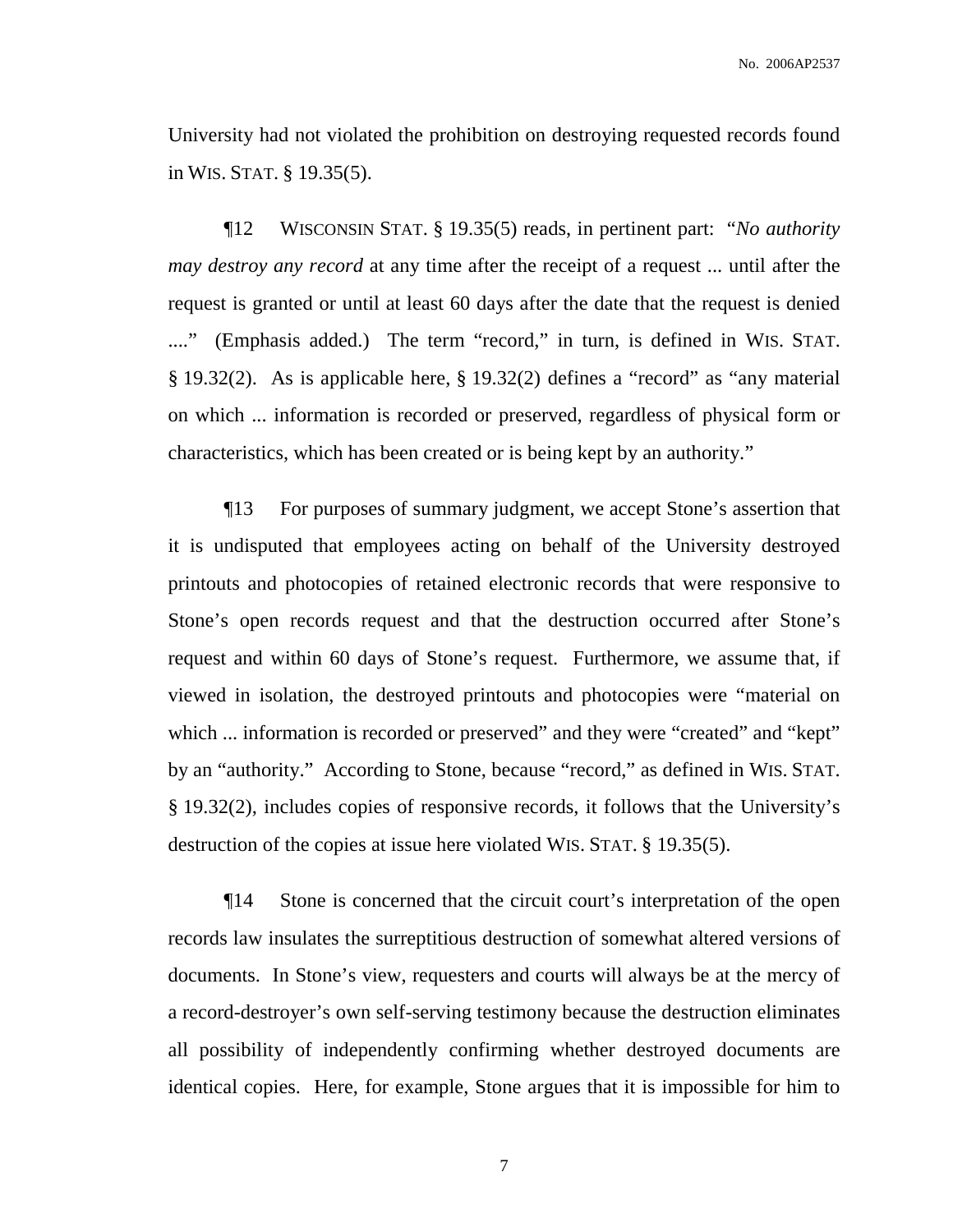University had not violated the prohibition on destroying requested records found in WIS. STAT. § 19.35(5).

¶12 WISCONSIN STAT. § 19.35(5) reads, in pertinent part: "*No authority may destroy any record* at any time after the receipt of a request ... until after the request is granted or until at least 60 days after the date that the request is denied ...." (Emphasis added.) The term "record," in turn, is defined in WIS. STAT. § 19.32(2). As is applicable here, § 19.32(2) defines a "record" as "any material on which ... information is recorded or preserved, regardless of physical form or characteristics, which has been created or is being kept by an authority."

¶13 For purposes of summary judgment, we accept Stone's assertion that it is undisputed that employees acting on behalf of the University destroyed printouts and photocopies of retained electronic records that were responsive to Stone's open records request and that the destruction occurred after Stone's request and within 60 days of Stone's request. Furthermore, we assume that, if viewed in isolation, the destroyed printouts and photocopies were "material on which ... information is recorded or preserved" and they were "created" and "kept" by an "authority." According to Stone, because "record," as defined in WIS. STAT. § 19.32(2), includes copies of responsive records, it follows that the University's destruction of the copies at issue here violated WIS. STAT. § 19.35(5).

¶14 Stone is concerned that the circuit court's interpretation of the open records law insulates the surreptitious destruction of somewhat altered versions of documents. In Stone's view, requesters and courts will always be at the mercy of a record-destroyer's own self-serving testimony because the destruction eliminates all possibility of independently confirming whether destroyed documents are identical copies. Here, for example, Stone argues that it is impossible for him to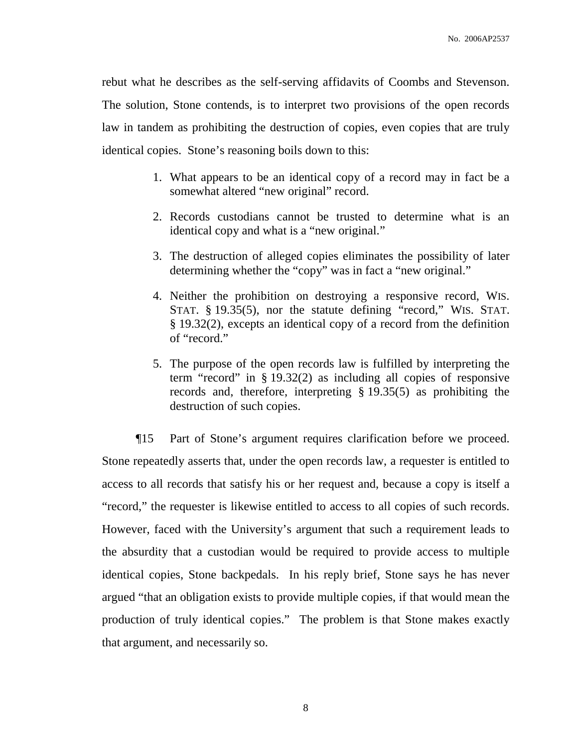rebut what he describes as the self-serving affidavits of Coombs and Stevenson. The solution, Stone contends, is to interpret two provisions of the open records law in tandem as prohibiting the destruction of copies, even copies that are truly identical copies. Stone's reasoning boils down to this:

> 1. What appears to be an identical copy of a record may in fact be a somewhat altered "new original" record.
>
> 2. Records custodians cannot be trusted to determine what is an identical copy and what is a "new original."
>
> 3. The destruction of alleged copies eliminates the possibility of later determining whether the "copy" was in fact a "new original."
>
> 4. Neither the prohibition on destroying a responsive record, WIS. STAT. § 19.35(5), nor the statute defining "record," WIS. STAT. § 19.32(2), excepts an identical copy of a record from the definition of "record."
>
> 5. The purpose of the open records law is fulfilled by interpreting the term "record" in § 19.32(2) as including all copies of responsive records and, therefore, interpreting § 19.35(5) as prohibiting the destruction of such copies.

¶15 Part of Stone's argument requires clarification before we proceed. Stone repeatedly asserts that, under the open records law, a requester is entitled to access to all records that satisfy his or her request and, because a copy is itself a "record," the requester is likewise entitled to access to all copies of such records. However, faced with the University's argument that such a requirement leads to the absurdity that a custodian would be required to provide access to multiple identical copies, Stone backpedals. In his reply brief, Stone says he has never argued "that an obligation exists to provide multiple copies, if that would mean the production of truly identical copies." The problem is that Stone makes exactly that argument, and necessarily so.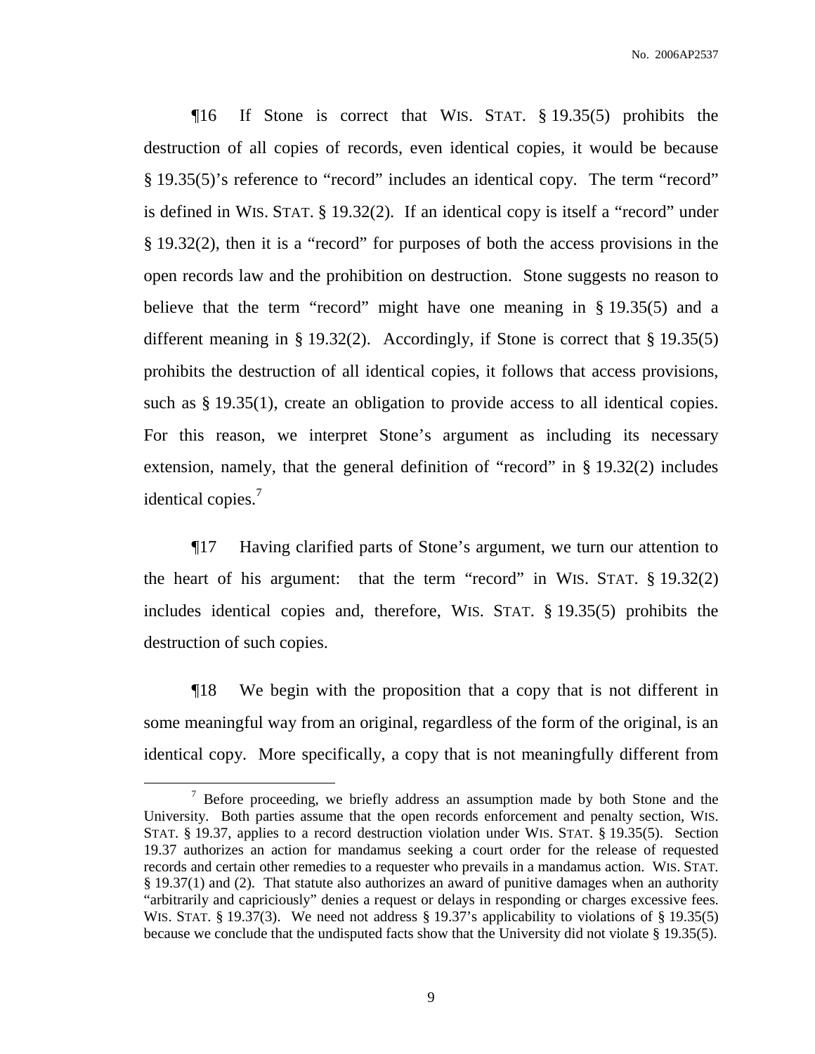¶16 If Stone is correct that WIS. STAT. § 19.35(5) prohibits the destruction of all copies of records, even identical copies, it would be because § 19.35(5)'s reference to "record" includes an identical copy. The term "record" is defined in WIS. STAT. § 19.32(2). If an identical copy is itself a "record" under § 19.32(2), then it is a "record" for purposes of both the access provisions in the open records law and the prohibition on destruction. Stone suggests no reason to believe that the term "record" might have one meaning in § 19.35(5) and a different meaning in § 19.32(2). Accordingly, if Stone is correct that § 19.35(5) prohibits the destruction of all identical copies, it follows that access provisions, such as § 19.35(1), create an obligation to provide access to all identical copies. For this reason, we interpret Stone's argument as including its necessary extension, namely, that the general definition of "record" in § 19.32(2) includes identical copies.[7]

¶17 Having clarified parts of Stone's argument, we turn our attention to the heart of his argument: that the term "record" in WIS. STAT. § 19.32(2) includes identical copies and, therefore, WIS. STAT. § 19.35(5) prohibits the destruction of such copies.

¶18 We begin with the proposition that a copy that is not different in some meaningful way from an original, regardless of the form of the original, is an identical copy. More specifically, a copy that is not meaningfully different from

---

[7] Before proceeding, we briefly address an assumption made by both Stone and the University. Both parties assume that the open records enforcement and penalty section, WIS. STAT. § 19.37, applies to a record destruction violation under WIS. STAT. § 19.35(5). Section 19.37 authorizes an action for mandamus seeking a court order for the release of requested records and certain other remedies to a requester who prevails in a mandamus action. WIS. STAT. § 19.37(1) and (2). That statute also authorizes an award of punitive damages when an authority "arbitrarily and capriciously" denies a request or delays in responding or charges excessive fees. WIS. STAT. § 19.37(3). We need not address § 19.37's applicability to violations of § 19.35(5) because we conclude that the undisputed facts show that the University did not violate § 19.35(5).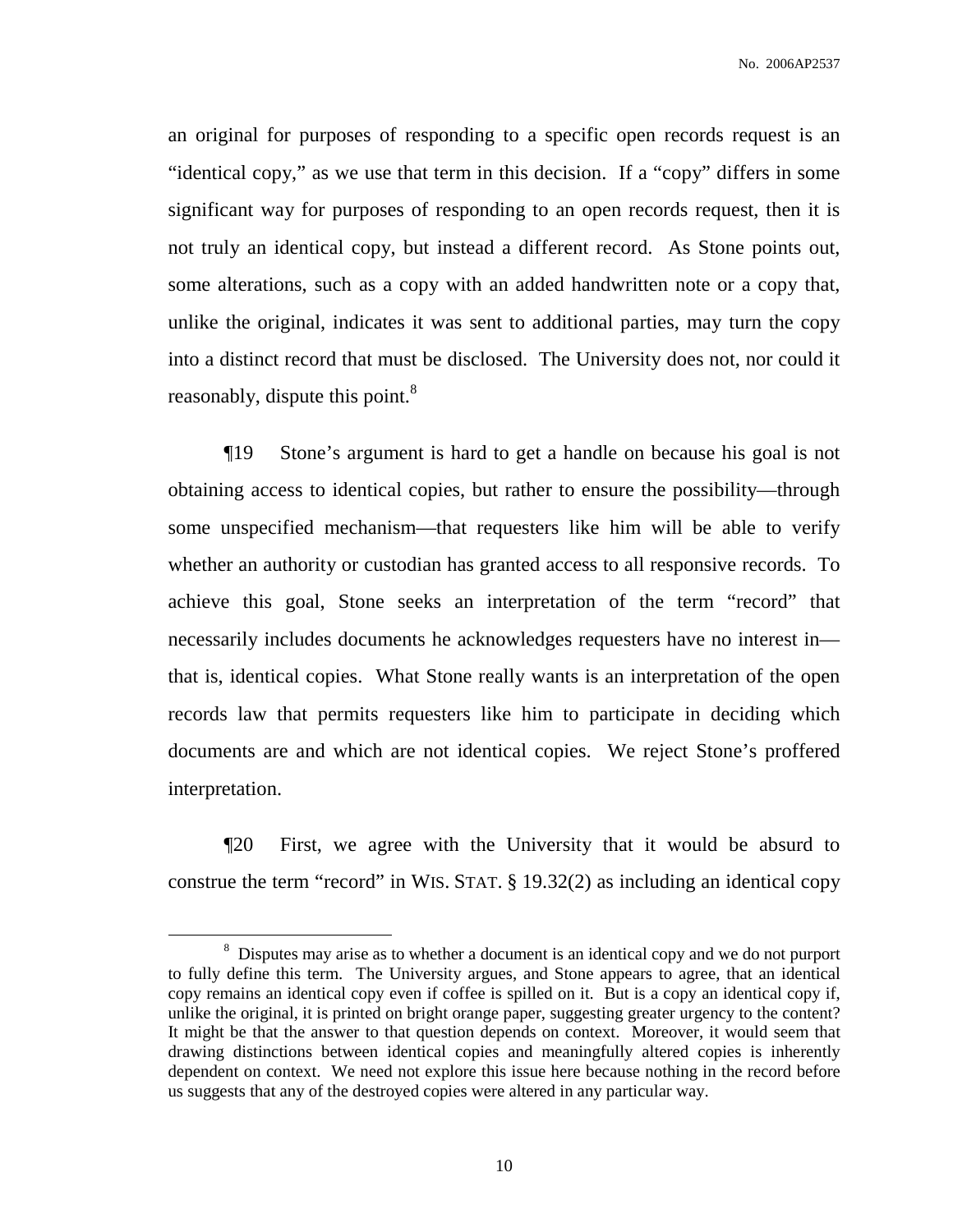an original for purposes of responding to a specific open records request is an "identical copy," as we use that term in this decision. If a "copy" differs in some significant way for purposes of responding to an open records request, then it is not truly an identical copy, but instead a different record. As Stone points out, some alterations, such as a copy with an added handwritten note or a copy that, unlike the original, indicates it was sent to additional parties, may turn the copy into a distinct record that must be disclosed. The University does not, nor could it reasonably, dispute this point.[8]

¶19 Stone's argument is hard to get a handle on because his goal is not obtaining access to identical copies, but rather to ensure the possibility—through some unspecified mechanism—that requesters like him will be able to verify whether an authority or custodian has granted access to all responsive records. To achieve this goal, Stone seeks an interpretation of the term "record" that necessarily includes documents he acknowledges requesters have no interest in—that is, identical copies. What Stone really wants is an interpretation of the open records law that permits requesters like him to participate in deciding which documents are and which are not identical copies. We reject Stone's proffered interpretation.

¶20 First, we agree with the University that it would be absurd to construe the term "record" in WIS. STAT. § 19.32(2) as including an identical copy

[8] Disputes may arise as to whether a document is an identical copy and we do not purport to fully define this term. The University argues, and Stone appears to agree, that an identical copy remains an identical copy even if coffee is spilled on it. But is a copy an identical copy if, unlike the original, it is printed on bright orange paper, suggesting greater urgency to the content? It might be that the answer to that question depends on context. Moreover, it would seem that drawing distinctions between identical copies and meaningfully altered copies is inherently dependent on context. We need not explore this issue here because nothing in the record before us suggests that any of the destroyed copies were altered in any particular way.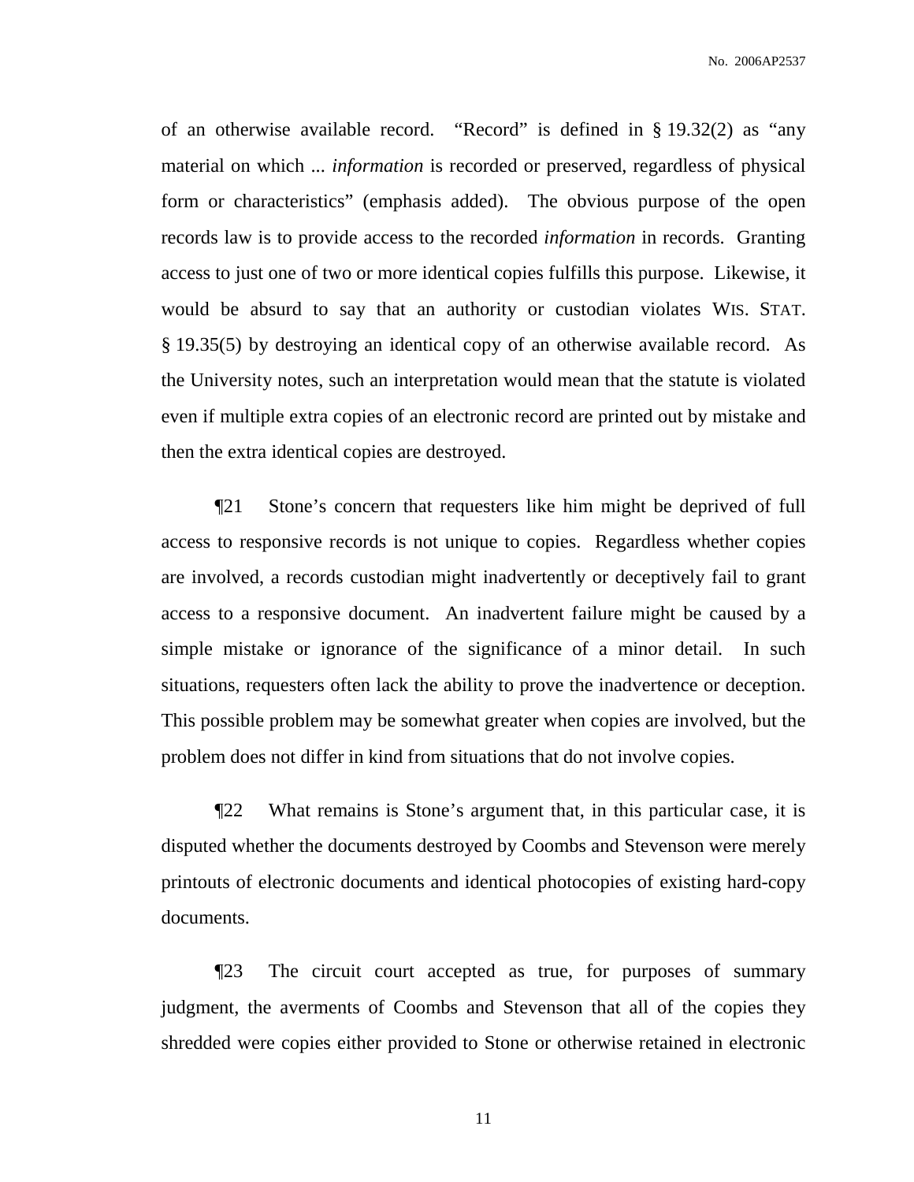of an otherwise available record. "Record" is defined in § 19.32(2) as "any material on which ... *information* is recorded or preserved, regardless of physical form or characteristics" (emphasis added). The obvious purpose of the open records law is to provide access to the recorded *information* in records. Granting access to just one of two or more identical copies fulfills this purpose. Likewise, it would be absurd to say that an authority or custodian violates WIS. STAT. § 19.35(5) by destroying an identical copy of an otherwise available record. As the University notes, such an interpretation would mean that the statute is violated even if multiple extra copies of an electronic record are printed out by mistake and then the extra identical copies are destroyed.

¶21 Stone's concern that requesters like him might be deprived of full access to responsive records is not unique to copies. Regardless whether copies are involved, a records custodian might inadvertently or deceptively fail to grant access to a responsive document. An inadvertent failure might be caused by a simple mistake or ignorance of the significance of a minor detail. In such situations, requesters often lack the ability to prove the inadvertence or deception. This possible problem may be somewhat greater when copies are involved, but the problem does not differ in kind from situations that do not involve copies.

¶22 What remains is Stone's argument that, in this particular case, it is disputed whether the documents destroyed by Coombs and Stevenson were merely printouts of electronic documents and identical photocopies of existing hard-copy documents.

¶23 The circuit court accepted as true, for purposes of summary judgment, the averments of Coombs and Stevenson that all of the copies they shredded were copies either provided to Stone or otherwise retained in electronic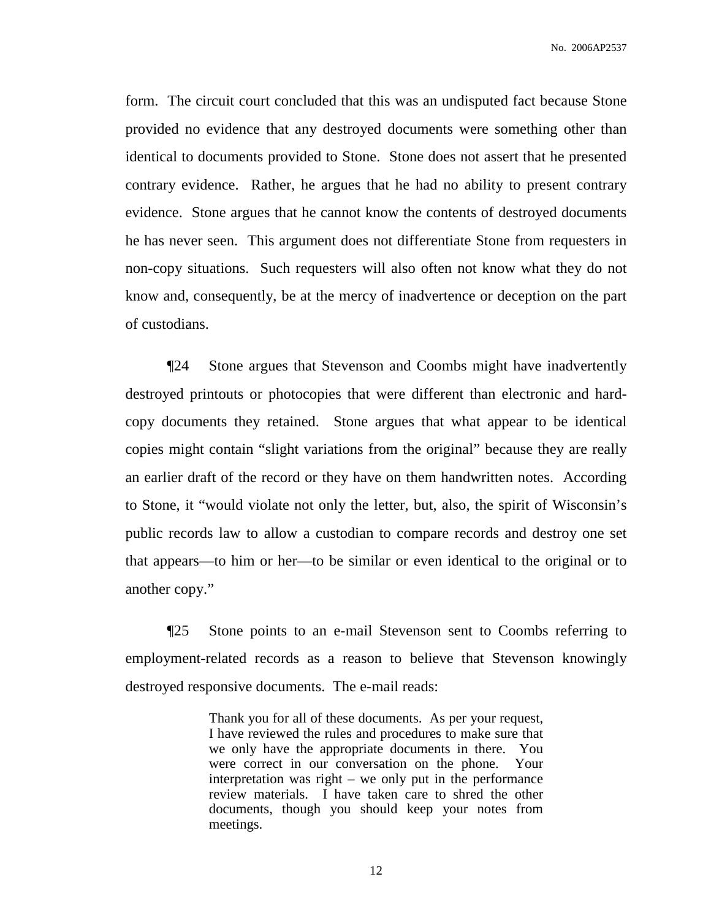form. The circuit court concluded that this was an undisputed fact because Stone provided no evidence that any destroyed documents were something other than identical to documents provided to Stone. Stone does not assert that he presented contrary evidence. Rather, he argues that he had no ability to present contrary evidence. Stone argues that he cannot know the contents of destroyed documents he has never seen. This argument does not differentiate Stone from requesters in non-copy situations. Such requesters will also often not know what they do not know and, consequently, be at the mercy of inadvertence or deception on the part of custodians.

¶24 Stone argues that Stevenson and Coombs might have inadvertently destroyed printouts or photocopies that were different than electronic and hard-copy documents they retained. Stone argues that what appear to be identical copies might contain "slight variations from the original" because they are really an earlier draft of the record or they have on them handwritten notes. According to Stone, it "would violate not only the letter, but, also, the spirit of Wisconsin's public records law to allow a custodian to compare records and destroy one set that appears—to him or her—to be similar or even identical to the original or to another copy."

¶25 Stone points to an e-mail Stevenson sent to Coombs referring to employment-related records as a reason to believe that Stevenson knowingly destroyed responsive documents. The e-mail reads:

> Thank you for all of these documents. As per your request, I have reviewed the rules and procedures to make sure that we only have the appropriate documents in there. You were correct in our conversation on the phone. Your interpretation was right – we only put in the performance review materials. I have taken care to shred the other documents, though you should keep your notes from meetings.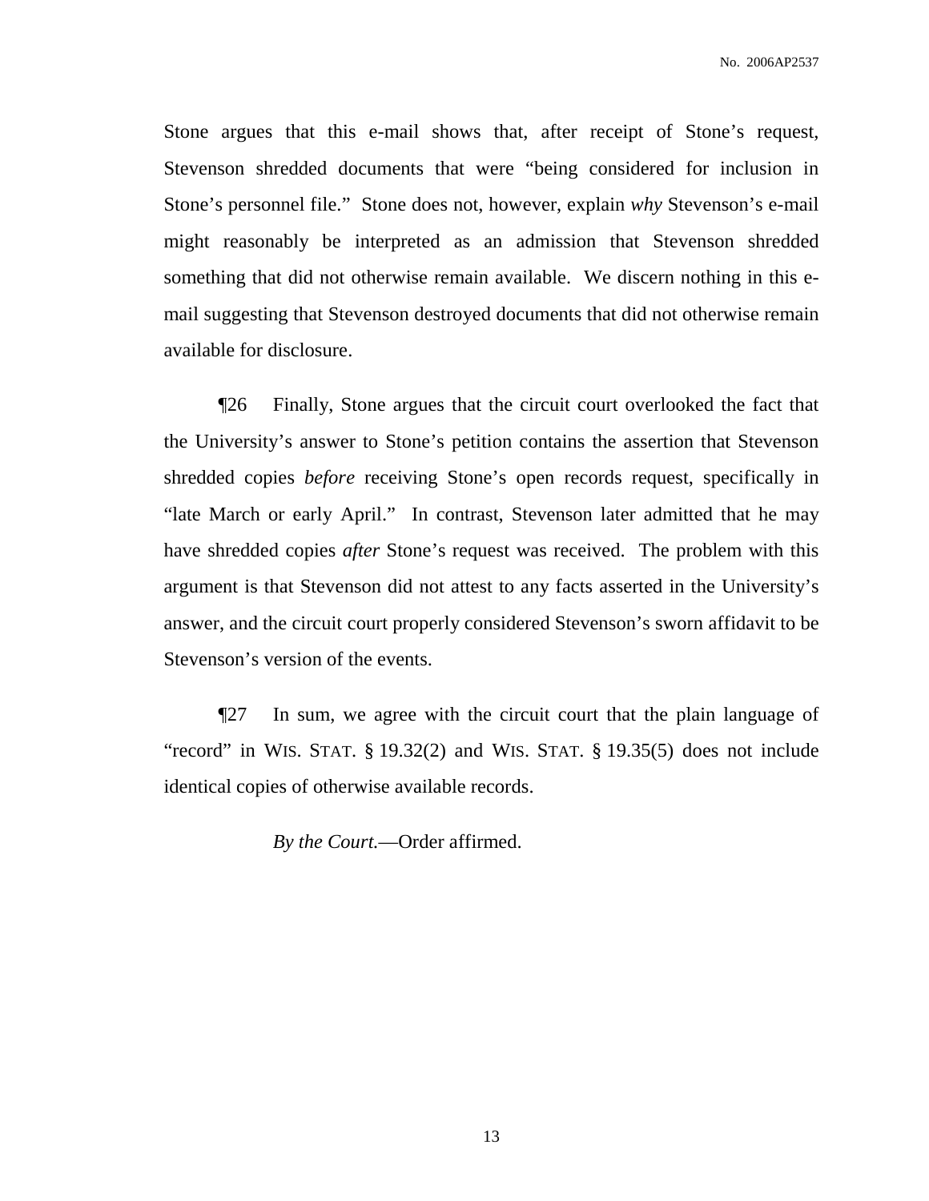Stone argues that this e-mail shows that, after receipt of Stone's request, Stevenson shredded documents that were "being considered for inclusion in Stone's personnel file." Stone does not, however, explain *why* Stevenson's e-mail might reasonably be interpreted as an admission that Stevenson shredded something that did not otherwise remain available. We discern nothing in this e-mail suggesting that Stevenson destroyed documents that did not otherwise remain available for disclosure.

¶26 Finally, Stone argues that the circuit court overlooked the fact that the University's answer to Stone's petition contains the assertion that Stevenson shredded copies *before* receiving Stone's open records request, specifically in "late March or early April." In contrast, Stevenson later admitted that he may have shredded copies *after* Stone's request was received. The problem with this argument is that Stevenson did not attest to any facts asserted in the University's answer, and the circuit court properly considered Stevenson's sworn affidavit to be Stevenson's version of the events.

¶27 In sum, we agree with the circuit court that the plain language of "record" in WIS. STAT. § 19.32(2) and WIS. STAT. § 19.35(5) does not include identical copies of otherwise available records.

*By the Court.*—Order affirmed.